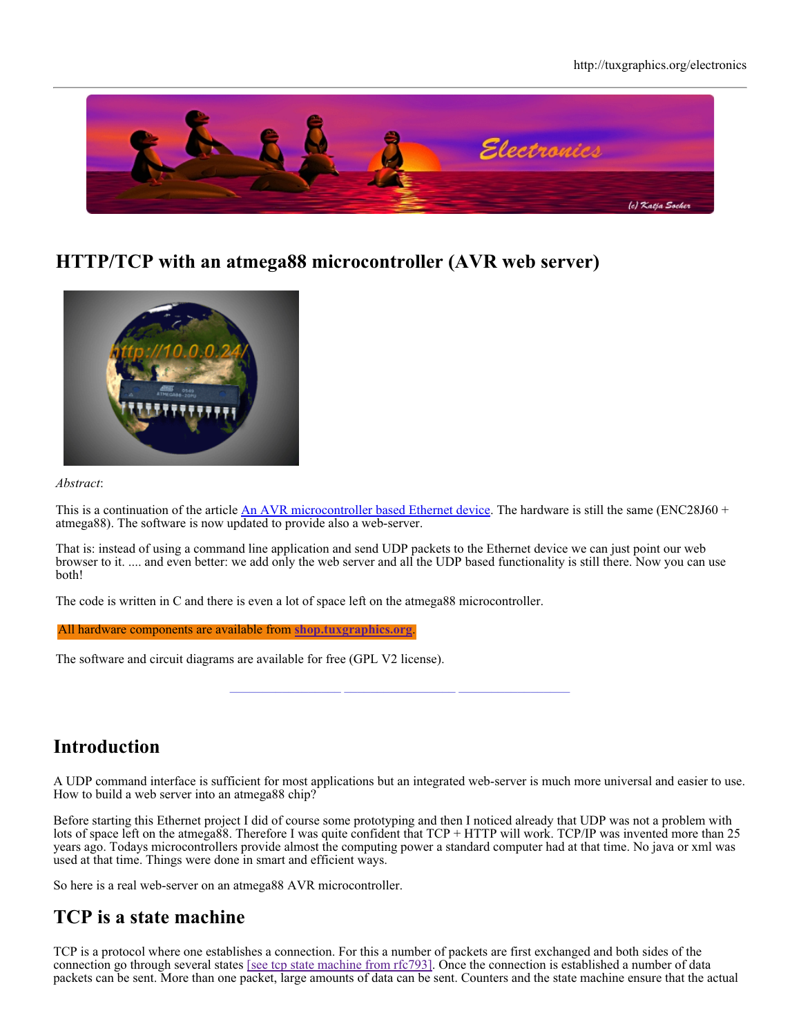# HTTP/TCP with an atmega88 microcontroller (AVR web server)

*Abstract*:

This is a continuation of the article An AVR microcontroller based Ethernet device. The hardware is still the same (ENC28J60 + atmega88). The software is now updated to provide also a web-server.

That is: instead of using a command line application and send UDP packets to the Ethernet device we can just point our web browser to it. .... and even better: we add only the web server and all the UDP based functionality is still there. Now you can use both!

The code is written in C and there is even a lot of space left on the atmega88 microcontroller.

All hardware components are available from **shop.tuxgraphics.org**.

The software and circuit diagrams are available for free (GPL V2 license).

## Introduction

A UDP command interface is sufficient for most applications but an integrated web-server is much more universal and easier to use. How to build a web server into an atmega88 chip?

Before starting this Ethernet project I did of course some prototyping and then I noticed already that UDP was not a problem with lots of space left on the atmega88. Therefore I was quite confident that TCP + HTTP will work. TCP/IP was invented more than 25 years ago. Todays microcontrollers provide almost the computing power a standard computer had at that time. No java or xml was used at that time. Things were done in smart and efficient ways.

So here is a real web-server on an atmega88 AVR microcontroller.

## TCP is a state machine

TCP is a protocol where one establishes a connection. For this a number of packets are first exchanged and both sides of the connection go through several states [see tcp state machine from rfc793]. Once the connection is established a number of data packets can be sent. More than one packet, large amounts of data can be sent. Counters and the state machine ensure that the actual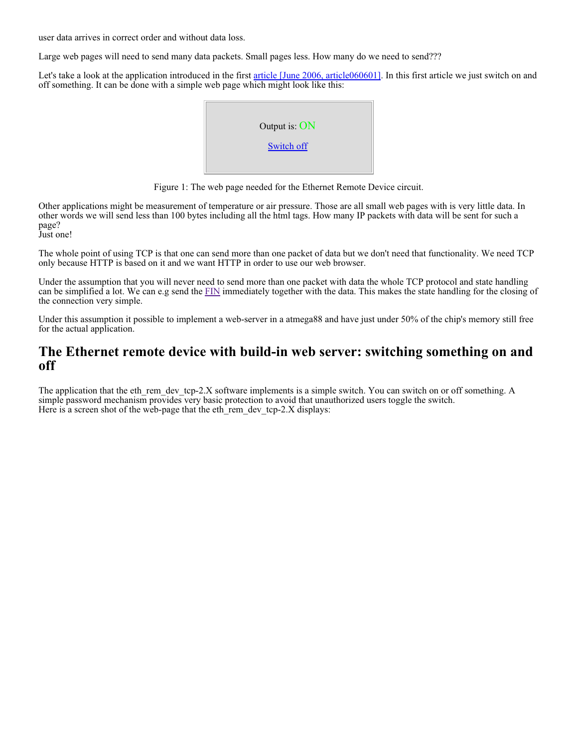user data arrives in correct order and without data loss.

Large web pages will need to send many data packets. Small pages less. How many do we need to send???

Let's take a look at the application introduced in the first article [June 2006, article060601]. In this first article we just switch on and off something. It can be done with a simple web page which might look like this:

Output is: ON

Switch off

Figure 1: The web page needed for the Ethernet Remote Device circuit.

Other applications might be measurement of temperature or air pressure. Those are all small web pages with is very little data. In other words we will send less than 100 bytes including all the html tags. How many IP packets with data will be sent for such a page?
Just one!

The whole point of using TCP is that one can send more than one packet of data but we don't need that functionality. We need TCP only because HTTP is based on it and we want HTTP in order to use our web browser.

Under the assumption that you will never need to send more than one packet with data the whole TCP protocol and state handling can be simplified a lot. We can e.g send the FIN immediately together with the data. This makes the state handling for the closing of the connection very simple.

Under this assumption it possible to implement a web-server in a atmega88 and have just under 50% of the chip's memory still free for the actual application.

## The Ethernet remote device with build-in web server: switching something on and off

The application that the eth_rem_dev_tcp-2.X software implements is a simple switch. You can switch on or off something. A simple password mechanism provides very basic protection to avoid that unauthorized users toggle the switch.
Here is a screen shot of the web-page that the eth_rem_dev_tcp-2.X displays: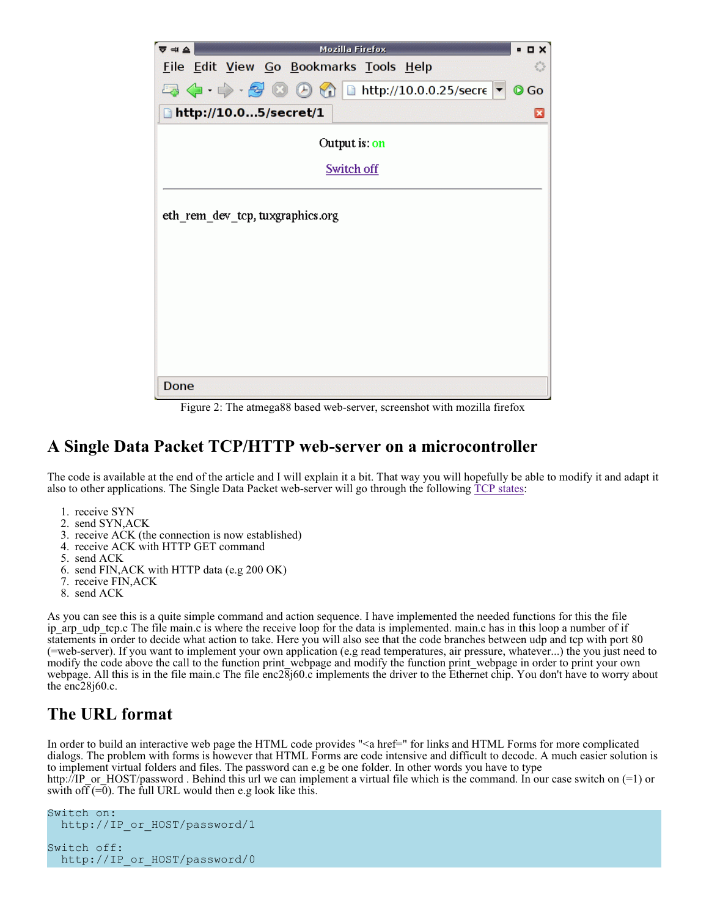Figure 2: The atmega88 based web-server, screenshot with mozilla firefox

## A Single Data Packet TCP/HTTP web-server on a microcontroller

The code is available at the end of the article and I will explain it a bit. That way you will hopefully be able to modify it and adapt it also to other applications. The Single Data Packet web-server will go through the following TCP states:

1. receive SYN
2. send SYN,ACK
3. receive ACK (the connection is now established)
4. receive ACK with HTTP GET command
5. send ACK
6. send FIN,ACK with HTTP data (e.g 200 OK)
7. receive FIN,ACK
8. send ACK

As you can see this is a quite simple command and action sequence. I have implemented the needed functions for this the file ip_arp_udp_tcp.c The file main.c is where the receive loop for the data is implemented. main.c has in this loop a number of if statements in order to decide what action to take. Here you will also see that the code branches between udp and tcp with port 80 (=web-server). If you want to implement your own application (e.g read temperatures, air pressure, whatever...) the you just need to modify the code above the call to the function print_webpage and modify the function print_webpage in order to print your own webpage. All this is in the file main.c The file enc28j60.c implements the driver to the Ethernet chip. You don't have to worry about the enc28j60.c.

## The URL format

In order to build an interactive web page the HTML code provides "<a href=" for links and HTML Forms for more complicated dialogs. The problem with forms is however that HTML Forms are code intensive and difficult to decode. A much easier solution is to implement virtual folders and files. The password can e.g be one folder. In other words you have to type http://IP_or_HOST/password . Behind this url we can implement a virtual file which is the command. In our case switch on (=1) or swith off (=0). The full URL would then e.g look like this.

```
Switch on:
   http://IP_or_HOST/password/1

Switch off:
   http://IP_or_HOST/password/0
```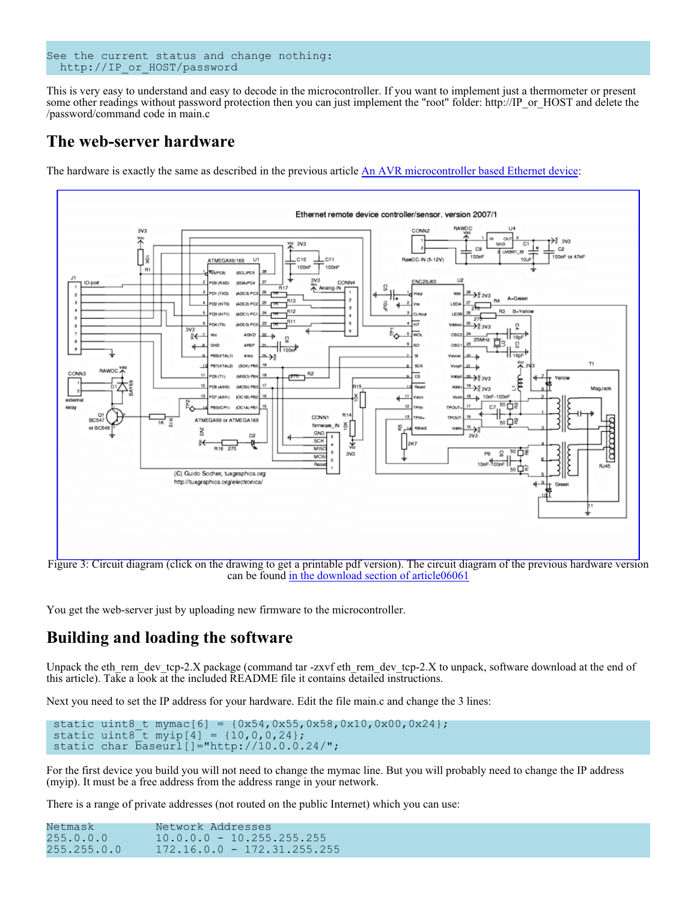```
See the current status and change nothing:
  http://IP_or_HOST/password
```

This is very easy to understand and easy to decode in the microcontroller. If you want to implement just a thermometer or present some other readings without password protection then you can just implement the "root" folder: http://IP_or_HOST and delete the /password/command code in main.c

## The web-server hardware

The hardware is exactly the same as described in the previous article An AVR microcontroller based Ethernet device:

Figure 3: Circuit diagram (click on the drawing to get a printable pdf version). The circuit diagram of the previous hardware version can be found in the download section of article06061

You get the web-server just by uploading new firmware to the microcontroller.

## Building and loading the software

Unpack the eth_rem_dev_tcp-2.X package (command tar -zxvf eth_rem_dev_tcp-2.X to unpack, software download at the end of this article). Take a look at the included README file it contains detailed instructions.

Next you need to set the IP address for your hardware. Edit the file main.c and change the 3 lines:

```
 static uint8_t mymac[6] = {0x54,0x55,0x58,0x10,0x00,0x24};
 static uint8_t myip[4] = {10,0,0,24};
 static char baseurl[]="http://10.0.0.24/";
```

For the first device you build you will not need to change the mymac line. But you will probably need to change the IP address (myip). It must be a free address from the address range in your network.

There is a range of private addresses (not routed on the public Internet) which you can use:

```
Netmask          Network Addresses
255.0.0.0        10.0.0.0 - 10.255.255.255
255.255.0.0      172.16.0.0 - 172.31.255.255
```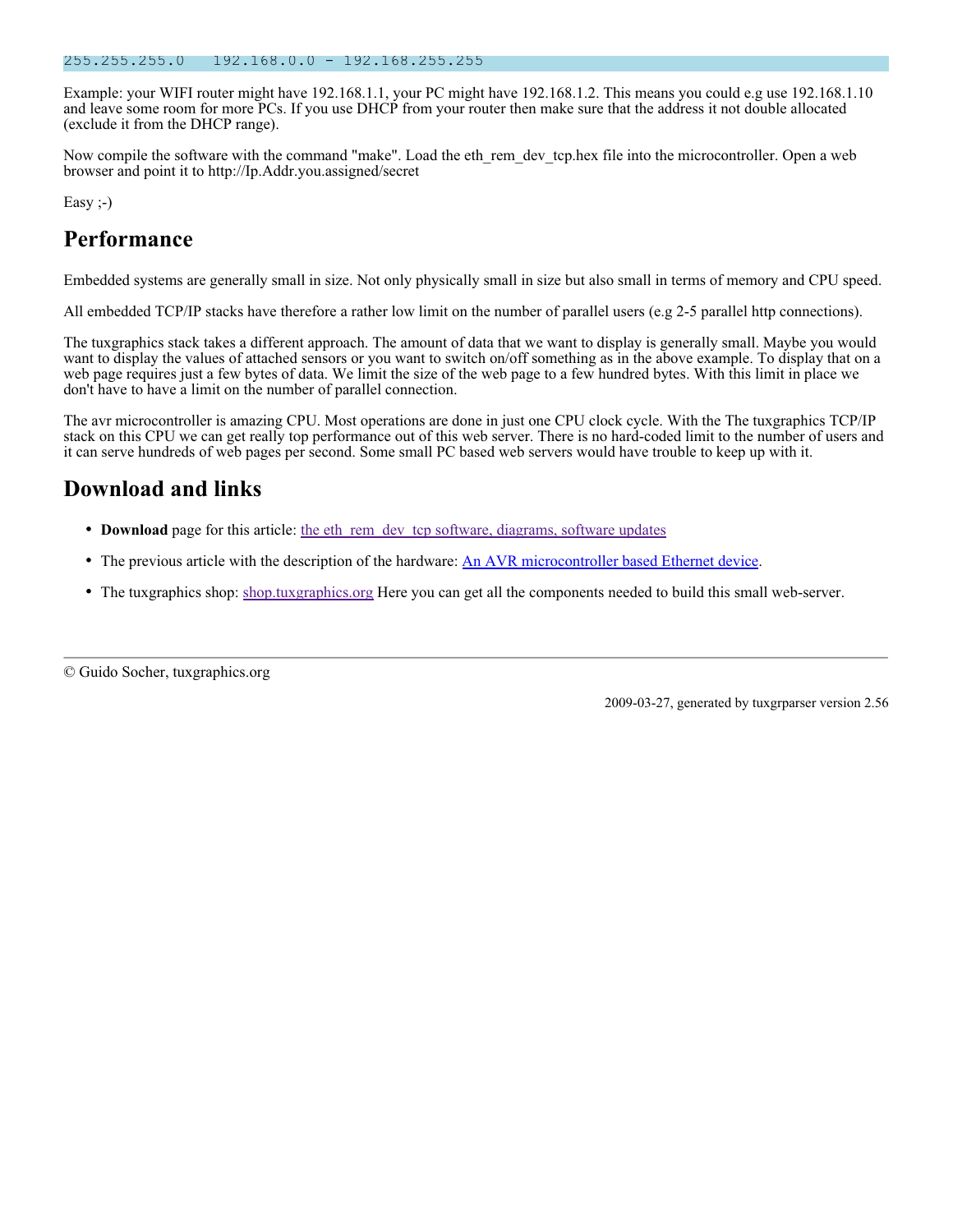```
255.255.255.0   192.168.0.0 - 192.168.255.255
```

Example: your WIFI router might have 192.168.1.1, your PC might have 192.168.1.2. This means you could e.g use 192.168.1.10 and leave some room for more PCs. If you use DHCP from your router then make sure that the address it not double allocated (exclude it from the DHCP range).

Now compile the software with the command "make". Load the eth_rem_dev_tcp.hex file into the microcontroller. Open a web browser and point it to http://Ip.Addr.you.assigned/secret

Easy ;-)

## Performance

Embedded systems are generally small in size. Not only physically small in size but also small in terms of memory and CPU speed.

All embedded TCP/IP stacks have therefore a rather low limit on the number of parallel users (e.g 2-5 parallel http connections).

The tuxgraphics stack takes a different approach. The amount of data that we want to display is generally small. Maybe you would want to display the values of attached sensors or you want to switch on/off something as in the above example. To display that on a web page requires just a few bytes of data. We limit the size of the web page to a few hundred bytes. With this limit in place we don't have to have a limit on the number of parallel connection.

The avr microcontroller is amazing CPU. Most operations are done in just one CPU clock cycle. With the The tuxgraphics TCP/IP stack on this CPU we can get really top performance out of this web server. There is no hard-coded limit to the number of users and it can serve hundreds of web pages per second. Some small PC based web servers would have trouble to keep up with it.

## Download and links

- **Download** page for this article: the eth_rem_dev_tcp software, diagrams, software updates
- The previous article with the description of the hardware: An AVR microcontroller based Ethernet device.
- The tuxgraphics shop: shop.tuxgraphics.org Here you can get all the components needed to build this small web-server.

---

© Guido Socher, tuxgraphics.org

2009-03-27, generated by tuxgrparser version 2.56